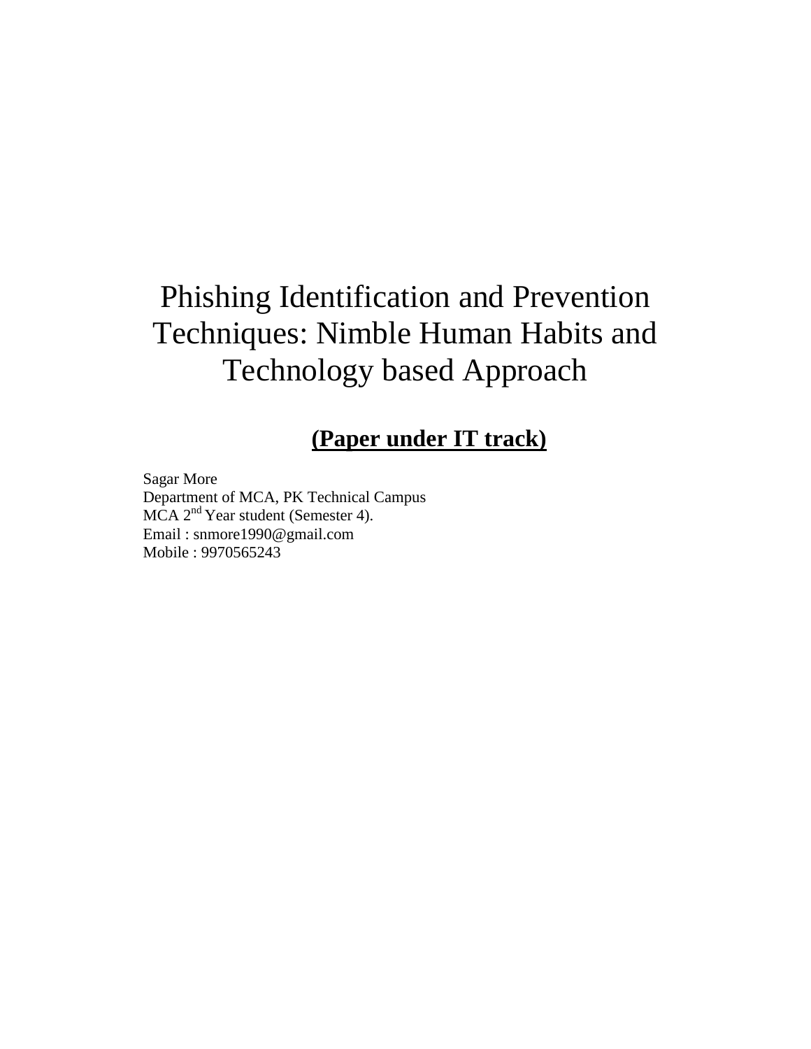# Phishing Identification and Prevention Techniques: Nimble Human Habits and Technology based Approach

## **(Paper under IT track)**

Sagar More
Department of MCA, PK Technical Campus
MCA 2nd Year student (Semester 4).
Email : snmore1990@gmail.com
Mobile : 9970565243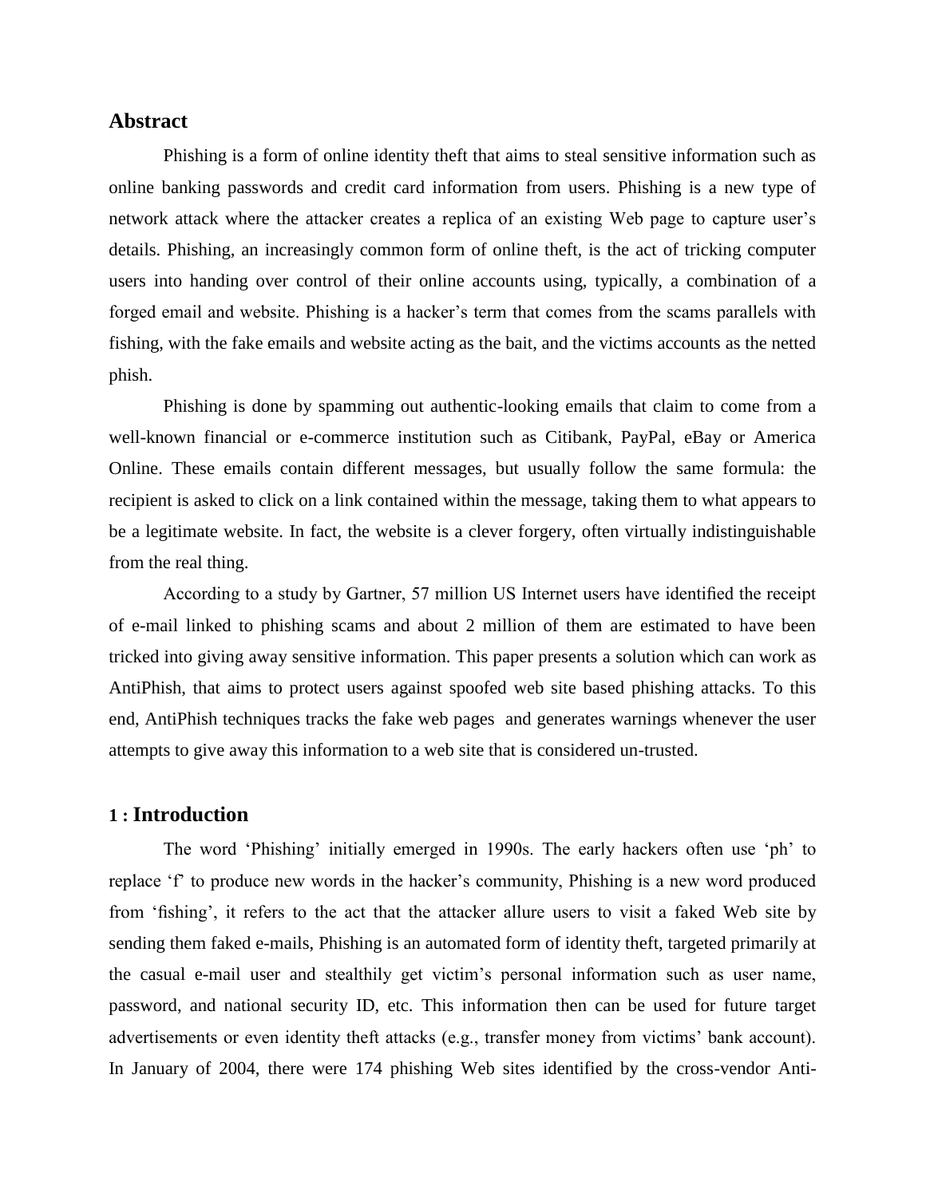## Abstract

Phishing is a form of online identity theft that aims to steal sensitive information such as online banking passwords and credit card information from users. Phishing is a new type of network attack where the attacker creates a replica of an existing Web page to capture user's details. Phishing, an increasingly common form of online theft, is the act of tricking computer users into handing over control of their online accounts using, typically, a combination of a forged email and website. Phishing is a hacker's term that comes from the scams parallels with fishing, with the fake emails and website acting as the bait, and the victims accounts as the netted phish.

Phishing is done by spamming out authentic-looking emails that claim to come from a well-known financial or e-commerce institution such as Citibank, PayPal, eBay or America Online. These emails contain different messages, but usually follow the same formula: the recipient is asked to click on a link contained within the message, taking them to what appears to be a legitimate website. In fact, the website is a clever forgery, often virtually indistinguishable from the real thing.

According to a study by Gartner, 57 million US Internet users have identified the receipt of e-mail linked to phishing scams and about 2 million of them are estimated to have been tricked into giving away sensitive information. This paper presents a solution which can work as AntiPhish, that aims to protect users against spoofed web site based phishing attacks. To this end, AntiPhish techniques tracks the fake web pages and generates warnings whenever the user attempts to give away this information to a web site that is considered un-trusted.

## 1 : Introduction

The word 'Phishing' initially emerged in 1990s. The early hackers often use 'ph' to replace 'f' to produce new words in the hacker's community, Phishing is a new word produced from 'fishing', it refers to the act that the attacker allure users to visit a faked Web site by sending them faked e-mails, Phishing is an automated form of identity theft, targeted primarily at the casual e-mail user and stealthily get victim's personal information such as user name, password, and national security ID, etc. This information then can be used for future target advertisements or even identity theft attacks (e.g., transfer money from victims' bank account). In January of 2004, there were 174 phishing Web sites identified by the cross-vendor Anti-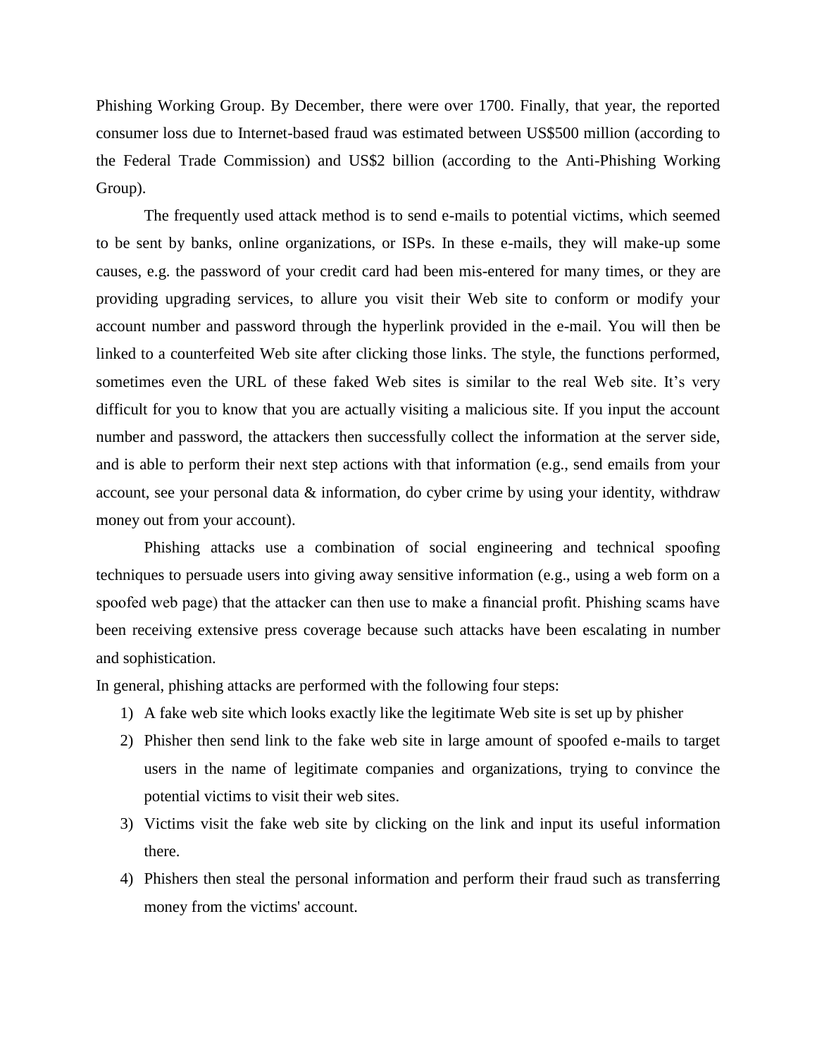Phishing Working Group. By December, there were over 1700. Finally, that year, the reported consumer loss due to Internet-based fraud was estimated between US$500 million (according to the Federal Trade Commission) and US$2 billion (according to the Anti-Phishing Working Group).

The frequently used attack method is to send e-mails to potential victims, which seemed to be sent by banks, online organizations, or ISPs. In these e-mails, they will make-up some causes, e.g. the password of your credit card had been mis-entered for many times, or they are providing upgrading services, to allure you visit their Web site to conform or modify your account number and password through the hyperlink provided in the e-mail. You will then be linked to a counterfeited Web site after clicking those links. The style, the functions performed, sometimes even the URL of these faked Web sites is similar to the real Web site. It's very difficult for you to know that you are actually visiting a malicious site. If you input the account number and password, the attackers then successfully collect the information at the server side, and is able to perform their next step actions with that information (e.g., send emails from your account, see your personal data & information, do cyber crime by using your identity, withdraw money out from your account).

Phishing attacks use a combination of social engineering and technical spoofing techniques to persuade users into giving away sensitive information (e.g., using a web form on a spoofed web page) that the attacker can then use to make a financial profit. Phishing scams have been receiving extensive press coverage because such attacks have been escalating in number and sophistication.

In general, phishing attacks are performed with the following four steps:

1) A fake web site which looks exactly like the legitimate Web site is set up by phisher
2) Phisher then send link to the fake web site in large amount of spoofed e-mails to target users in the name of legitimate companies and organizations, trying to convince the potential victims to visit their web sites.
3) Victims visit the fake web site by clicking on the link and input its useful information there.
4) Phishers then steal the personal information and perform their fraud such as transferring money from the victims' account.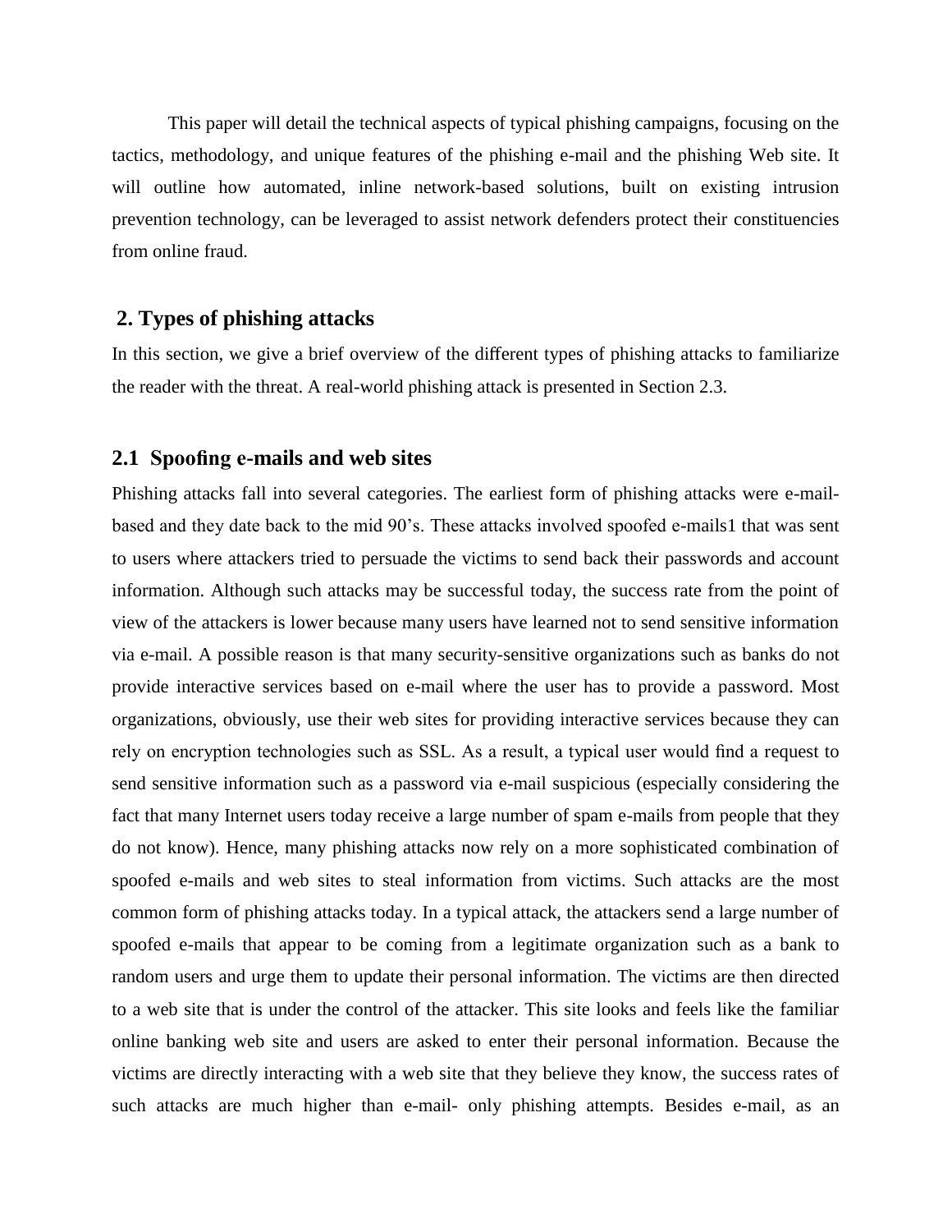This paper will detail the technical aspects of typical phishing campaigns, focusing on the tactics, methodology, and unique features of the phishing e-mail and the phishing Web site. It will outline how automated, inline network-based solutions, built on existing intrusion prevention technology, can be leveraged to assist network defenders protect their constituencies from online fraud.

## 2. Types of phishing attacks

In this section, we give a brief overview of the different types of phishing attacks to familiarize the reader with the threat. A real-world phishing attack is presented in Section 2.3.

### 2.1 Spoofing e-mails and web sites

Phishing attacks fall into several categories. The earliest form of phishing attacks were e-mail-based and they date back to the mid 90's. These attacks involved spoofed e-mails1 that was sent to users where attackers tried to persuade the victims to send back their passwords and account information. Although such attacks may be successful today, the success rate from the point of view of the attackers is lower because many users have learned not to send sensitive information via e-mail. A possible reason is that many security-sensitive organizations such as banks do not provide interactive services based on e-mail where the user has to provide a password. Most organizations, obviously, use their web sites for providing interactive services because they can rely on encryption technologies such as SSL. As a result, a typical user would find a request to send sensitive information such as a password via e-mail suspicious (especially considering the fact that many Internet users today receive a large number of spam e-mails from people that they do not know). Hence, many phishing attacks now rely on a more sophisticated combination of spoofed e-mails and web sites to steal information from victims. Such attacks are the most common form of phishing attacks today. In a typical attack, the attackers send a large number of spoofed e-mails that appear to be coming from a legitimate organization such as a bank to random users and urge them to update their personal information. The victims are then directed to a web site that is under the control of the attacker. This site looks and feels like the familiar online banking web site and users are asked to enter their personal information. Because the victims are directly interacting with a web site that they believe they know, the success rates of such attacks are much higher than e-mail- only phishing attempts. Besides e-mail, as an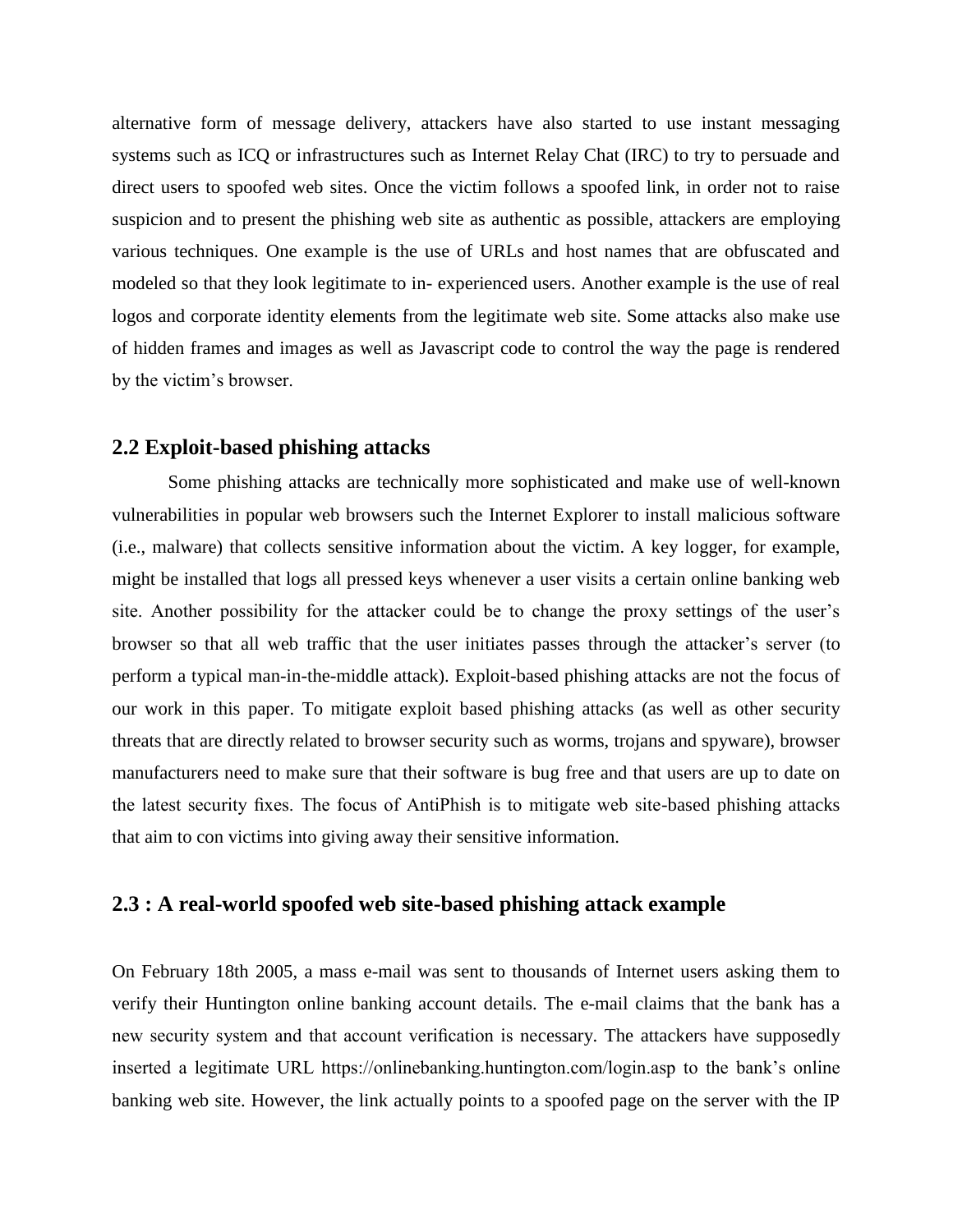alternative form of message delivery, attackers have also started to use instant messaging systems such as ICQ or infrastructures such as Internet Relay Chat (IRC) to try to persuade and direct users to spoofed web sites. Once the victim follows a spoofed link, in order not to raise suspicion and to present the phishing web site as authentic as possible, attackers are employing various techniques. One example is the use of URLs and host names that are obfuscated and modeled so that they look legitimate to in- experienced users. Another example is the use of real logos and corporate identity elements from the legitimate web site. Some attacks also make use of hidden frames and images as well as Javascript code to control the way the page is rendered by the victim's browser.

## 2.2 Exploit-based phishing attacks

Some phishing attacks are technically more sophisticated and make use of well-known vulnerabilities in popular web browsers such the Internet Explorer to install malicious software (i.e., malware) that collects sensitive information about the victim. A key logger, for example, might be installed that logs all pressed keys whenever a user visits a certain online banking web site. Another possibility for the attacker could be to change the proxy settings of the user's browser so that all web traffic that the user initiates passes through the attacker's server (to perform a typical man-in-the-middle attack). Exploit-based phishing attacks are not the focus of our work in this paper. To mitigate exploit based phishing attacks (as well as other security threats that are directly related to browser security such as worms, trojans and spyware), browser manufacturers need to make sure that their software is bug free and that users are up to date on the latest security fixes. The focus of AntiPhish is to mitigate web site-based phishing attacks that aim to con victims into giving away their sensitive information.

## 2.3 : A real-world spoofed web site-based phishing attack example

On February 18th 2005, a mass e-mail was sent to thousands of Internet users asking them to verify their Huntington online banking account details. The e-mail claims that the bank has a new security system and that account verification is necessary. The attackers have supposedly inserted a legitimate URL https://onlinebanking.huntington.com/login.asp to the bank's online banking web site. However, the link actually points to a spoofed page on the server with the IP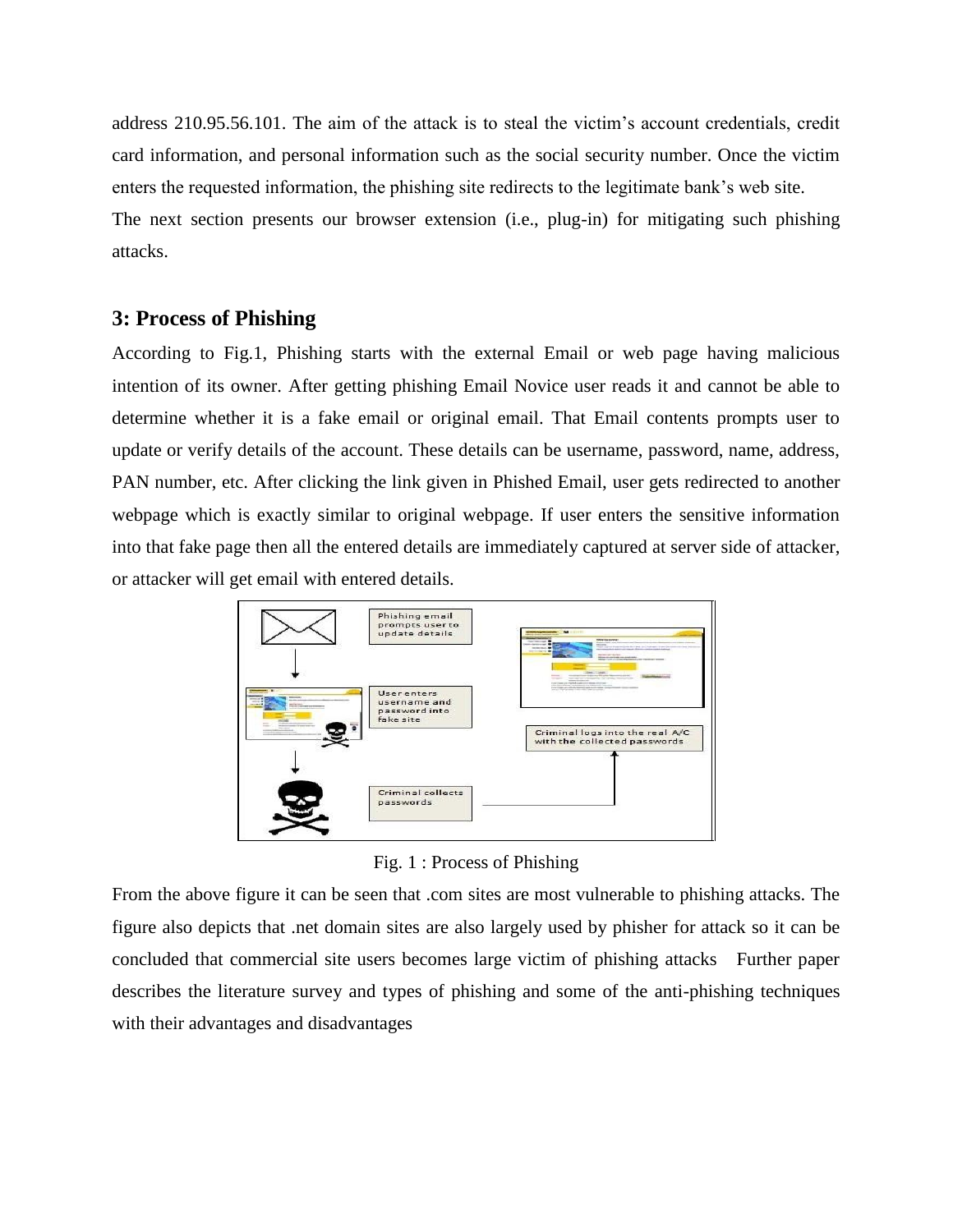address 210.95.56.101. The aim of the attack is to steal the victim's account credentials, credit card information, and personal information such as the social security number. Once the victim enters the requested information, the phishing site redirects to the legitimate bank's web site.

The next section presents our browser extension (i.e., plug-in) for mitigating such phishing attacks.

## 3: Process of Phishing

According to Fig.1, Phishing starts with the external Email or web page having malicious intention of its owner. After getting phishing Email Novice user reads it and cannot be able to determine whether it is a fake email or original email. That Email contents prompts user to update or verify details of the account. These details can be username, password, name, address, PAN number, etc. After clicking the link given in Phished Email, user gets redirected to another webpage which is exactly similar to original webpage. If user enters the sensitive information into that fake page then all the entered details are immediately captured at server side of attacker, or attacker will get email with entered details.

Phishing email prompts user to update details

User enters username and password into fake site

Criminal collects passwords

Criminal logs into the real A/C with the collected passwords

Fig. 1 : Process of Phishing

From the above figure it can be seen that .com sites are most vulnerable to phishing attacks. The figure also depicts that .net domain sites are also largely used by phisher for attack so it can be concluded that commercial site users becomes large victim of phishing attacks Further paper describes the literature survey and types of phishing and some of the anti-phishing techniques with their advantages and disadvantages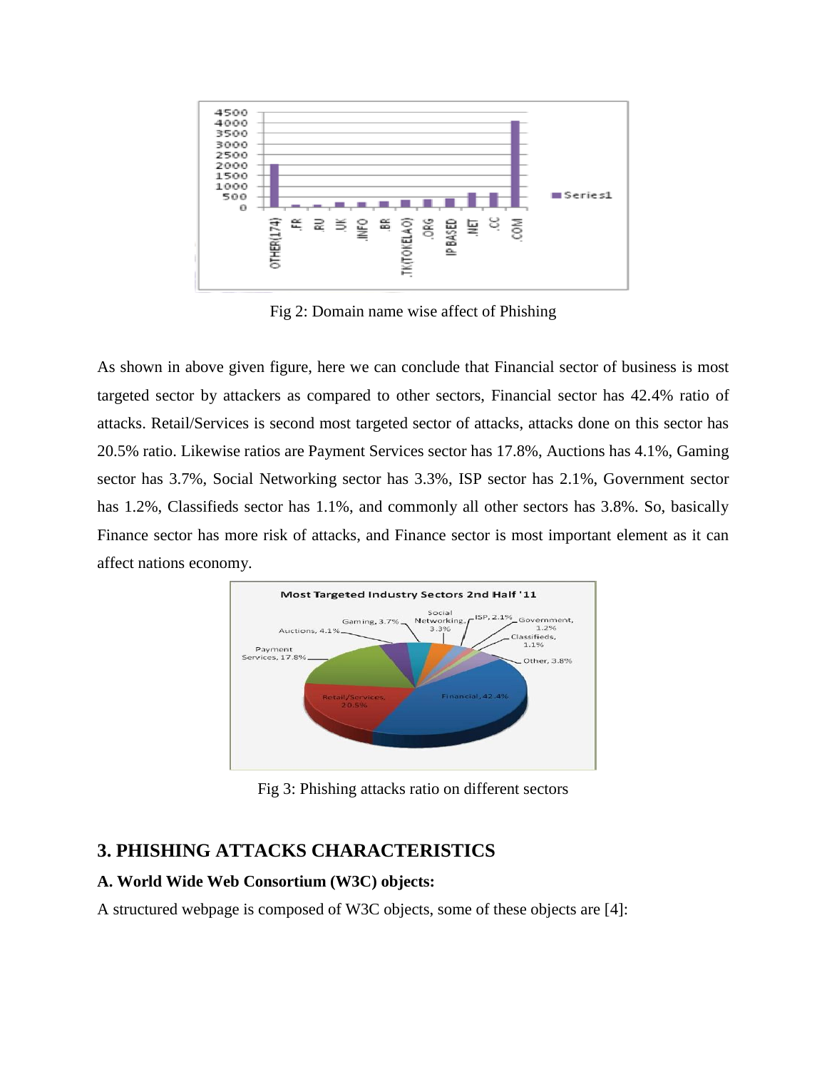4500
4000
3500
3000
2500
2000
1500
1000
500
0

OTHER(174)
.FR
.RU
.UK
.INFO
.BR
.TK(TOKELAO)
.ORG
IP BASED
.NET
.CC
.COM

Series1

Fig 2: Domain name wise affect of Phishing

As shown in above given figure, here we can conclude that Financial sector of business is most targeted sector by attackers as compared to other sectors, Financial sector has 42.4% ratio of attacks. Retail/Services is second most targeted sector of attacks, attacks done on this sector has 20.5% ratio. Likewise ratios are Payment Services sector has 17.8%, Auctions has 4.1%, Gaming sector has 3.7%, Social Networking sector has 3.3%, ISP sector has 2.1%, Government sector has 1.2%, Classifieds sector has 1.1%, and commonly all other sectors has 3.8%. So, basically Finance sector has more risk of attacks, and Finance sector is most important element as it can affect nations economy.

Most Targeted Industry Sectors 2nd Half '11

Gaming, 3.7%
Social Networking, 3.3%
ISP, 2.1%
Government, 1.2%
Auctions, 4.1%
Classifieds, 1.1%
Payment Services, 17.8%
Other, 3.8%
Retail/Services, 20.5%
Financial, 42.4%

Fig 3: Phishing attacks ratio on different sectors

## 3. PHISHING ATTACKS CHARACTERISTICS

### A. World Wide Web Consortium (W3C) objects:

A structured webpage is composed of W3C objects, some of these objects are [4]: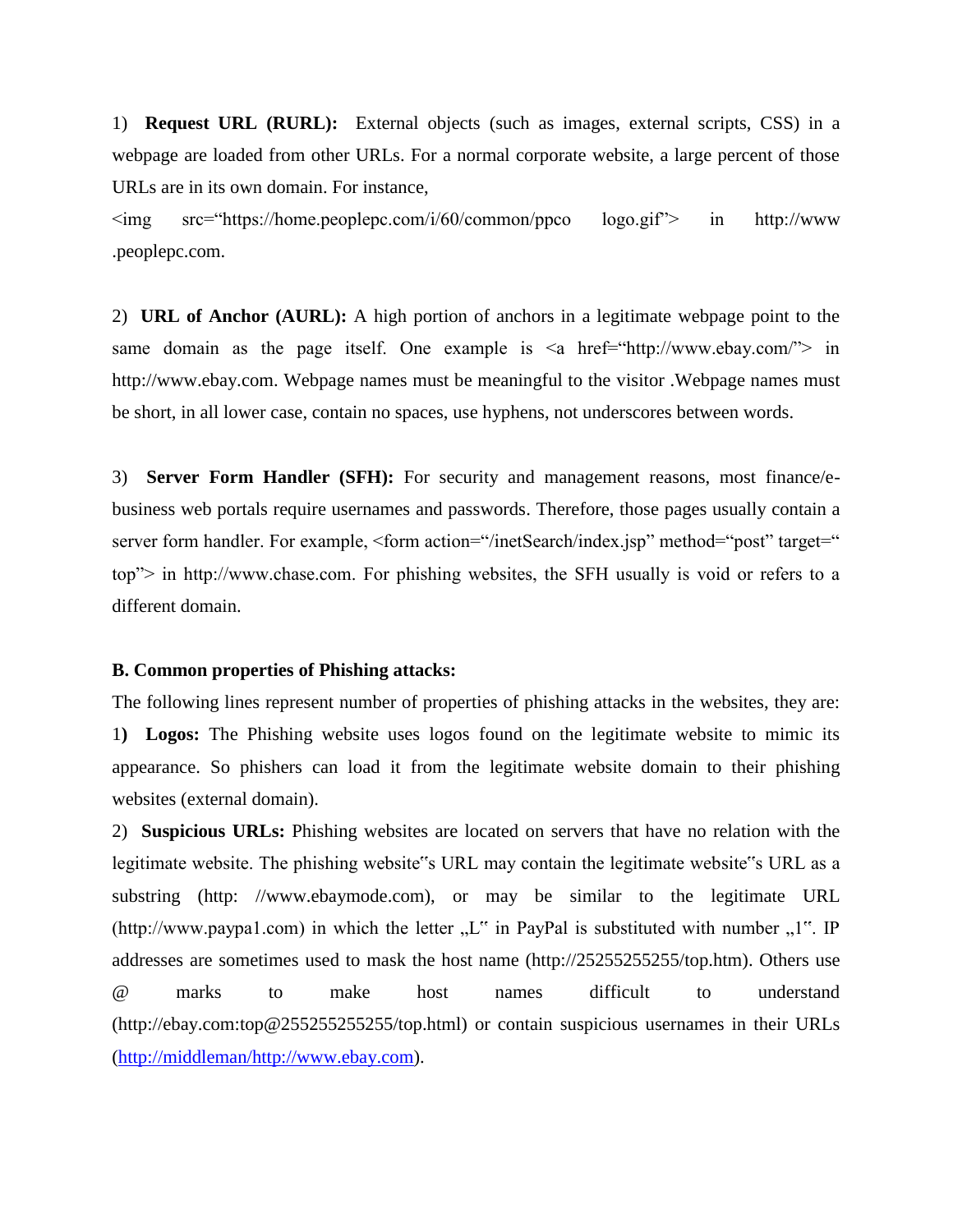1) **Request URL (RURL):** External objects (such as images, external scripts, CSS) in a webpage are loaded from other URLs. For a normal corporate website, a large percent of those URLs are in its own domain. For instance, <img src="https://home.peoplepc.com/i/60/common/ppco logo.gif"> in http://www .peoplepc.com.

2) **URL of Anchor (AURL):** A high portion of anchors in a legitimate webpage point to the same domain as the page itself. One example is <a href="http://www.ebay.com/"> in http://www.ebay.com. Webpage names must be meaningful to the visitor .Webpage names must be short, in all lower case, contain no spaces, use hyphens, not underscores between words.

3) **Server Form Handler (SFH):** For security and management reasons, most finance/e-business web portals require usernames and passwords. Therefore, those pages usually contain a server form handler. For example, <form action="/inetSearch/index.jsp" method="post" target=" top"> in http://www.chase.com. For phishing websites, the SFH usually is void or refers to a different domain.

**B. Common properties of Phishing attacks:**

The following lines represent number of properties of phishing attacks in the websites, they are:

1**)** **Logos:** The Phishing website uses logos found on the legitimate website to mimic its appearance. So phishers can load it from the legitimate website domain to their phishing websites (external domain).

2) **Suspicious URLs:** Phishing websites are located on servers that have no relation with the legitimate website. The phishing website‟s URL may contain the legitimate website‟s URL as a substring (http: //www.ebaymode.com), or may be similar to the legitimate URL (http://www.paypa1.com) in which the letter „L‟ in PayPal is substituted with number „1‟. IP addresses are sometimes used to mask the host name (http://25255255255/top.htm). Others use @ marks to make host names difficult to understand (http://ebay.com:top@255255255255/top.html) or contain suspicious usernames in their URLs (http://middleman/http://www.ebay.com).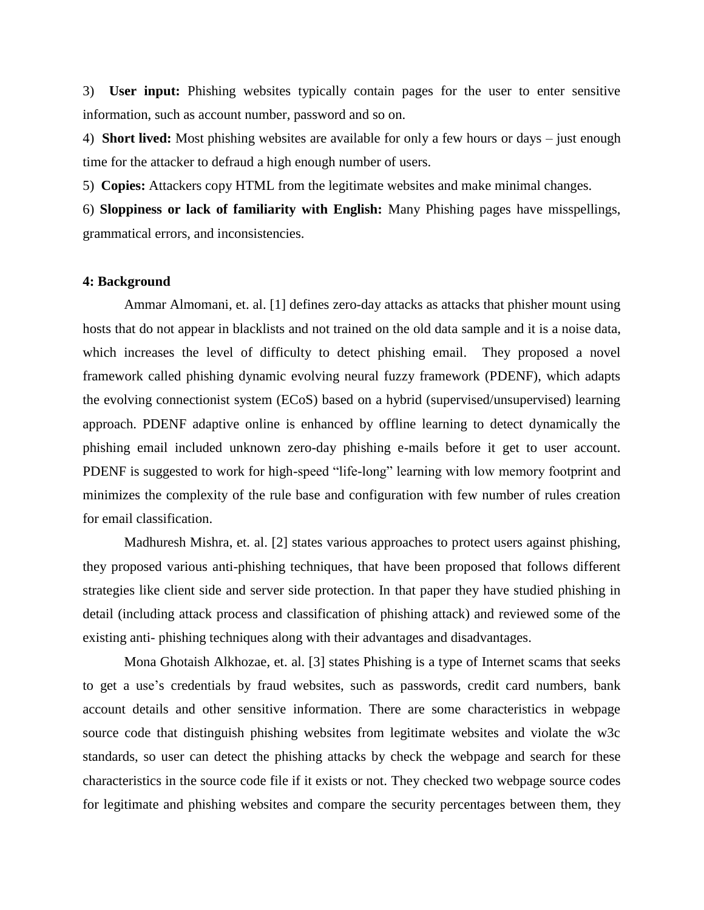3) **User input:** Phishing websites typically contain pages for the user to enter sensitive information, such as account number, password and so on.

4) **Short lived:** Most phishing websites are available for only a few hours or days – just enough time for the attacker to defraud a high enough number of users.

5) **Copies:** Attackers copy HTML from the legitimate websites and make minimal changes.

6) **Sloppiness or lack of familiarity with English:** Many Phishing pages have misspellings, grammatical errors, and inconsistencies.

### 4: Background

Ammar Almomani, et. al. [1] defines zero-day attacks as attacks that phisher mount using hosts that do not appear in blacklists and not trained on the old data sample and it is a noise data, which increases the level of difficulty to detect phishing email. They proposed a novel framework called phishing dynamic evolving neural fuzzy framework (PDENF), which adapts the evolving connectionist system (ECoS) based on a hybrid (supervised/unsupervised) learning approach. PDENF adaptive online is enhanced by offline learning to detect dynamically the phishing email included unknown zero-day phishing e-mails before it get to user account. PDENF is suggested to work for high-speed "life-long" learning with low memory footprint and minimizes the complexity of the rule base and configuration with few number of rules creation for email classification.

Madhuresh Mishra, et. al. [2] states various approaches to protect users against phishing, they proposed various anti-phishing techniques, that have been proposed that follows different strategies like client side and server side protection. In that paper they have studied phishing in detail (including attack process and classification of phishing attack) and reviewed some of the existing anti- phishing techniques along with their advantages and disadvantages.

Mona Ghotaish Alkhozae, et. al. [3] states Phishing is a type of Internet scams that seeks to get a use's credentials by fraud websites, such as passwords, credit card numbers, bank account details and other sensitive information. There are some characteristics in webpage source code that distinguish phishing websites from legitimate websites and violate the w3c standards, so user can detect the phishing attacks by check the webpage and search for these characteristics in the source code file if it exists or not. They checked two webpage source codes for legitimate and phishing websites and compare the security percentages between them, they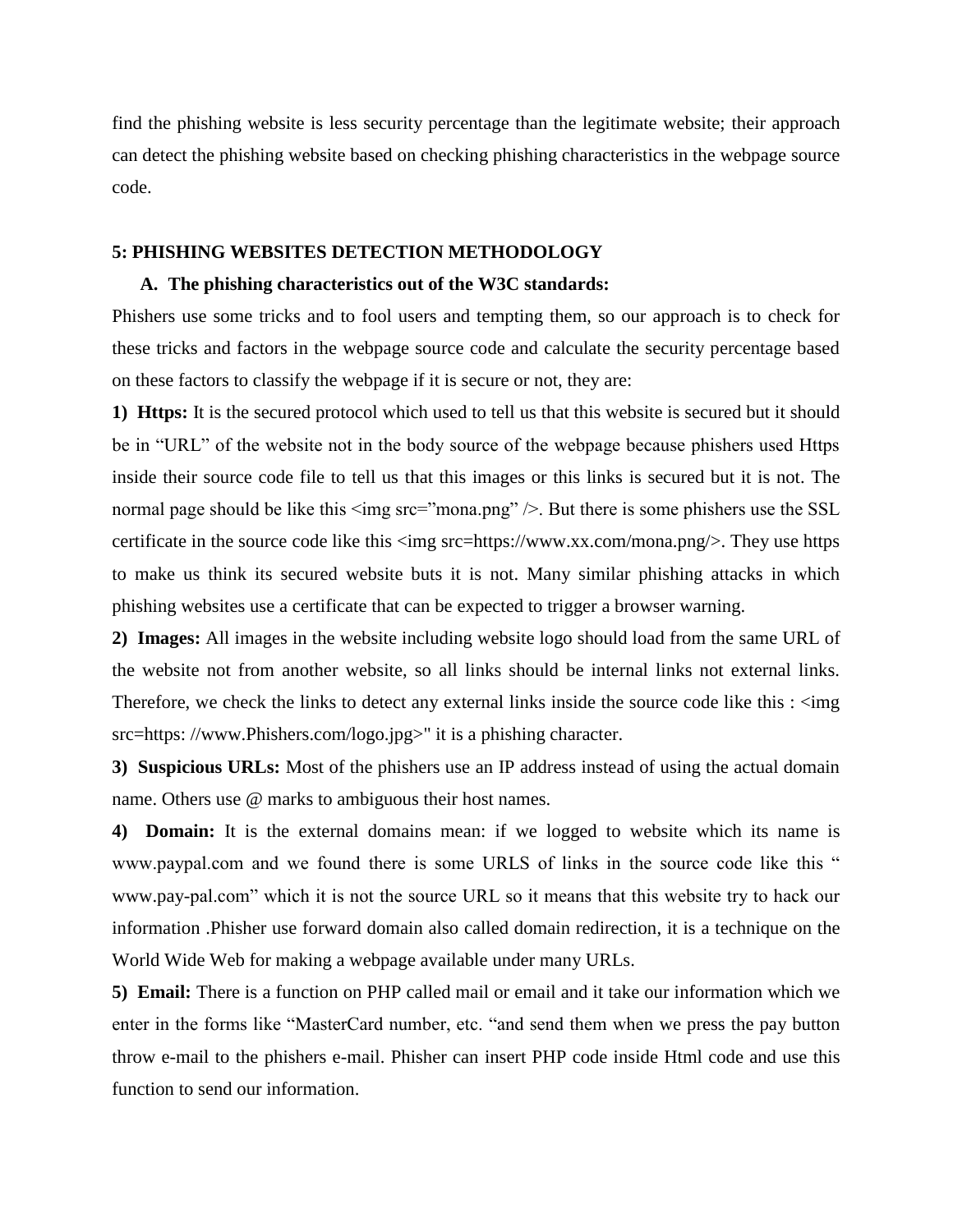find the phishing website is less security percentage than the legitimate website; their approach can detect the phishing website based on checking phishing characteristics in the webpage source code.

## 5: PHISHING WEBSITES DETECTION METHODOLOGY

### A. The phishing characteristics out of the W3C standards:

Phishers use some tricks and to fool users and tempting them, so our approach is to check for these tricks and factors in the webpage source code and calculate the security percentage based on these factors to classify the webpage if it is secure or not, they are:

**1) Https:** It is the secured protocol which used to tell us that this website is secured but it should be in "URL" of the website not in the body source of the webpage because phishers used Https inside their source code file to tell us that this images or this links is secured but it is not. The normal page should be like this <img src="mona.png" />. But there is some phishers use the SSL certificate in the source code like this <img src=https://www.xx.com/mona.png/>. They use https to make us think its secured website buts it is not. Many similar phishing attacks in which phishing websites use a certificate that can be expected to trigger a browser warning.

**2) Images:** All images in the website including website logo should load from the same URL of the website not from another website, so all links should be internal links not external links. Therefore, we check the links to detect any external links inside the source code like this : <img src=https: //www.Phishers.com/logo.jpg>" it is a phishing character.

**3) Suspicious URLs:** Most of the phishers use an IP address instead of using the actual domain name. Others use @ marks to ambiguous their host names.

**4) Domain:** It is the external domains mean: if we logged to website which its name is www.paypal.com and we found there is some URLS of links in the source code like this " www.pay-pal.com" which it is not the source URL so it means that this website try to hack our information .Phisher use forward domain also called domain redirection, it is a technique on the World Wide Web for making a webpage available under many URLs.

**5) Email:** There is a function on PHP called mail or email and it take our information which we enter in the forms like "MasterCard number, etc. "and send them when we press the pay button throw e-mail to the phishers e-mail. Phisher can insert PHP code inside Html code and use this function to send our information.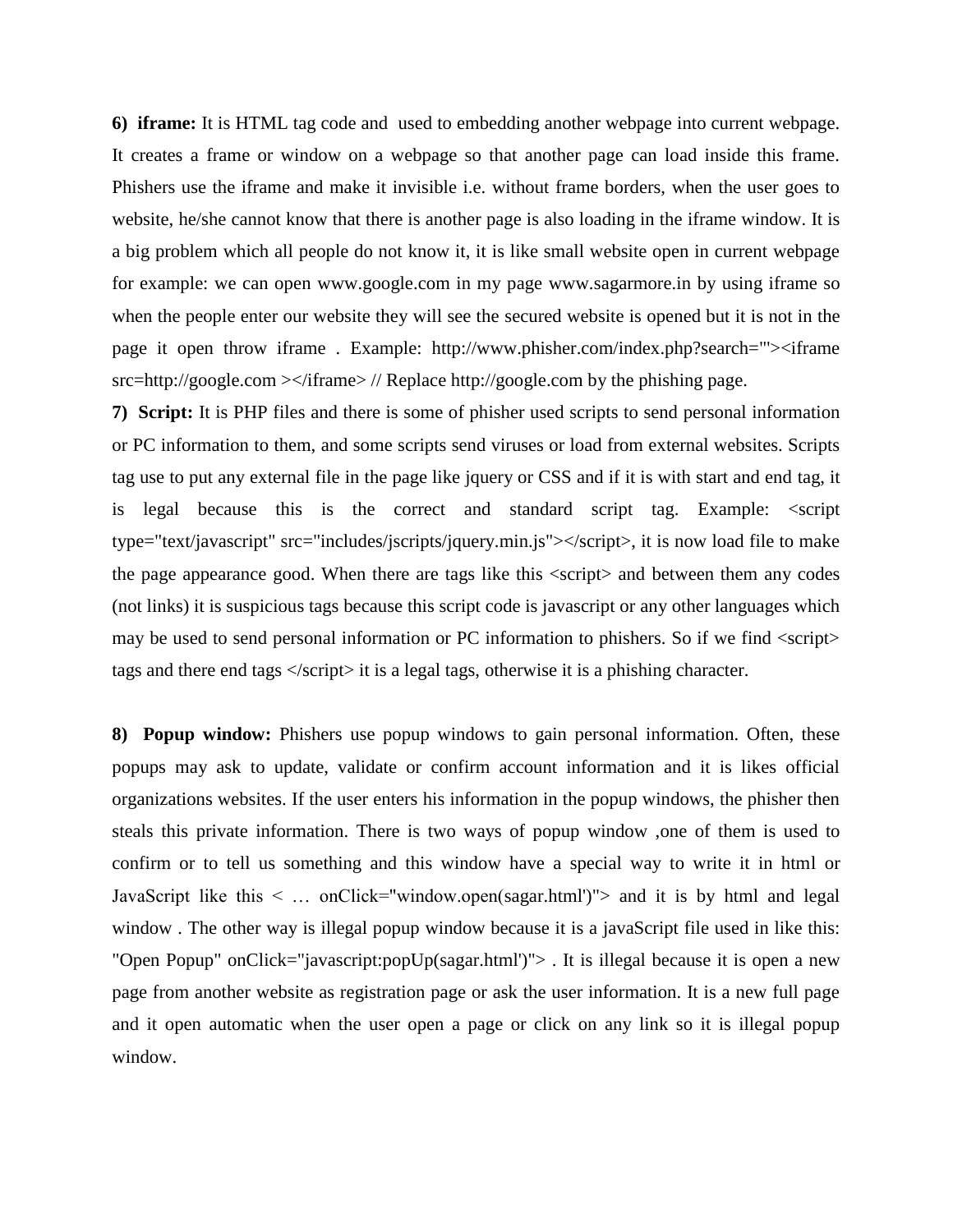**6) iframe:** It is HTML tag code and used to embedding another webpage into current webpage. It creates a frame or window on a webpage so that another page can load inside this frame. Phishers use the iframe and make it invisible i.e. without frame borders, when the user goes to website, he/she cannot know that there is another page is also loading in the iframe window. It is a big problem which all people do not know it, it is like small website open in current webpage for example: we can open www.google.com in my page www.sagarmore.in by using iframe so when the people enter our website they will see the secured website is opened but it is not in the page it open throw iframe . Example: http://www.phisher.com/index.php?search="'><iframe src=http://google.com ></iframe> // Replace http://google.com by the phishing page.

**7) Script:** It is PHP files and there is some of phisher used scripts to send personal information or PC information to them, and some scripts send viruses or load from external websites. Scripts tag use to put any external file in the page like jquery or CSS and if it is with start and end tag, it is legal because this is the correct and standard script tag. Example: <script type="text/javascript" src="includes/jscripts/jquery.min.js"></script>, it is now load file to make the page appearance good. When there are tags like this <script> and between them any codes (not links) it is suspicious tags because this script code is javascript or any other languages which may be used to send personal information or PC information to phishers. So if we find <script> tags and there end tags </script> it is a legal tags, otherwise it is a phishing character.

**8) Popup window:** Phishers use popup windows to gain personal information. Often, these popups may ask to update, validate or confirm account information and it is likes official organizations websites. If the user enters his information in the popup windows, the phisher then steals this private information. There is two ways of popup window ,one of them is used to confirm or to tell us something and this window have a special way to write it in html or JavaScript like this < … onClick="window.open(sagar.html')"> and it is by html and legal window . The other way is illegal popup window because it is a javaScript file used in like this: "Open Popup" onClick="javascript:popUp(sagar.html')"> . It is illegal because it is open a new page from another website as registration page or ask the user information. It is a new full page and it open automatic when the user open a page or click on any link so it is illegal popup window.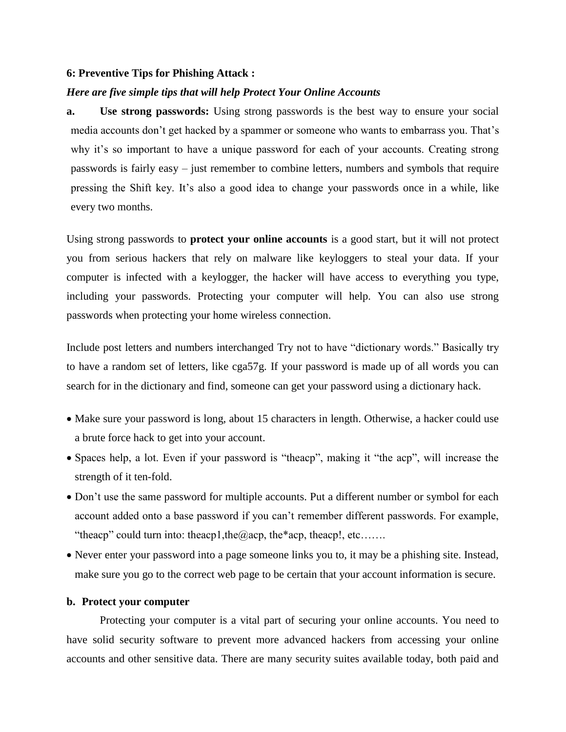**6: Preventive Tips for Phishing Attack :**

***Here are five simple tips that will help Protect Your Online Accounts***

**a. Use strong passwords:** Using strong passwords is the best way to ensure your social media accounts don't get hacked by a spammer or someone who wants to embarrass you. That's why it's so important to have a unique password for each of your accounts. Creating strong passwords is fairly easy – just remember to combine letters, numbers and symbols that require pressing the Shift key. It's also a good idea to change your passwords once in a while, like every two months.

Using strong passwords to **protect your online accounts** is a good start, but it will not protect you from serious hackers that rely on malware like keyloggers to steal your data. If your computer is infected with a keylogger, the hacker will have access to everything you type, including your passwords. Protecting your computer will help. You can also use strong passwords when protecting your home wireless connection.

Include post letters and numbers interchanged Try not to have "dictionary words." Basically try to have a random set of letters, like cga57g. If your password is made up of all words you can search for in the dictionary and find, someone can get your password using a dictionary hack.

- Make sure your password is long, about 15 characters in length. Otherwise, a hacker could use a brute force hack to get into your account.
- Spaces help, a lot. Even if your password is "theacp", making it "the acp", will increase the strength of it ten-fold.
- Don't use the same password for multiple accounts. Put a different number or symbol for each account added onto a base password if you can't remember different passwords. For example, "theacp" could turn into: theacp1,the@acp, the*acp, theacp!, etc…….
- Never enter your password into a page someone links you to, it may be a phishing site. Instead, make sure you go to the correct web page to be certain that your account information is secure.

**b. Protect your computer**

Protecting your computer is a vital part of securing your online accounts. You need to have solid security software to prevent more advanced hackers from accessing your online accounts and other sensitive data. There are many security suites available today, both paid and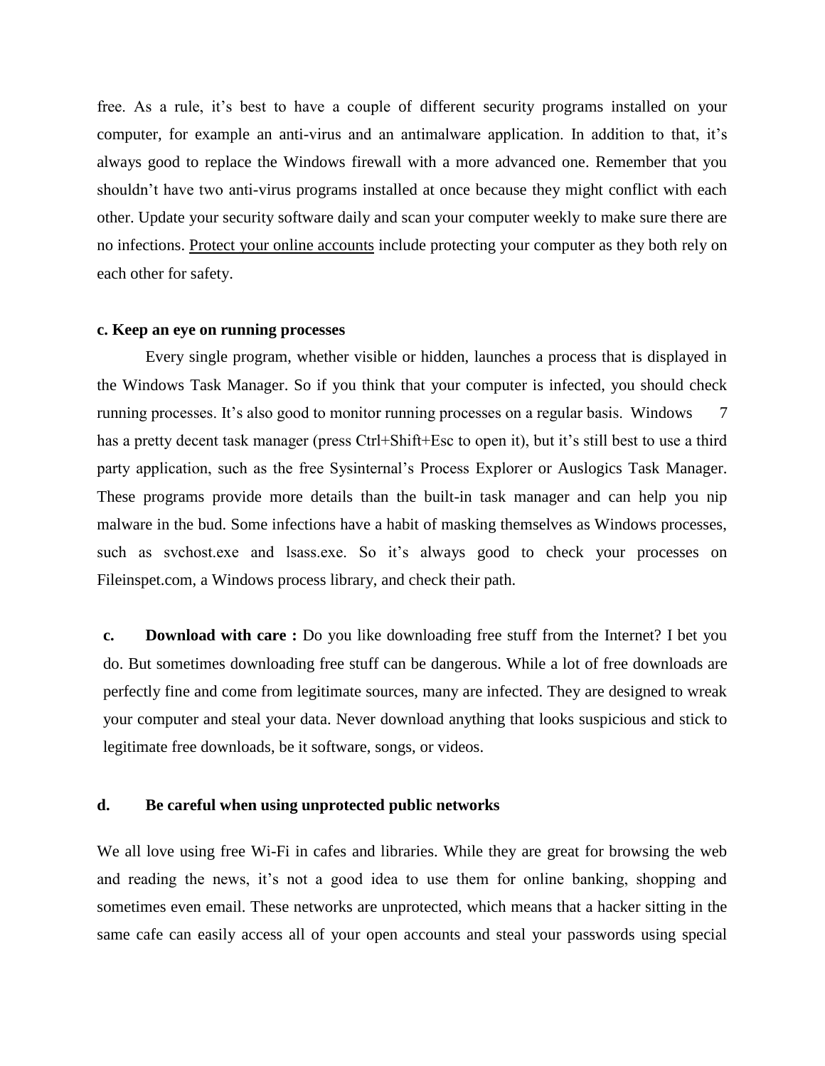free. As a rule, it's best to have a couple of different security programs installed on your computer, for example an anti-virus and an antimalware application. In addition to that, it's always good to replace the Windows firewall with a more advanced one. Remember that you shouldn't have two anti-virus programs installed at once because they might conflict with each other. Update your security software daily and scan your computer weekly to make sure there are no infections. Protect your online accounts include protecting your computer as they both rely on each other for safety.

**c. Keep an eye on running processes**

Every single program, whether visible or hidden, launches a process that is displayed in the Windows Task Manager. So if you think that your computer is infected, you should check running processes. It's also good to monitor running processes on a regular basis. Windows 7 has a pretty decent task manager (press Ctrl+Shift+Esc to open it), but it's still best to use a third party application, such as the free Sysinternal's Process Explorer or Auslogics Task Manager. These programs provide more details than the built-in task manager and can help you nip malware in the bud. Some infections have a habit of masking themselves as Windows processes, such as svchost.exe and lsass.exe. So it's always good to check your processes on Fileinspet.com, a Windows process library, and check their path.

**c. Download with care :** Do you like downloading free stuff from the Internet? I bet you do. But sometimes downloading free stuff can be dangerous. While a lot of free downloads are perfectly fine and come from legitimate sources, many are infected. They are designed to wreak your computer and steal your data. Never download anything that looks suspicious and stick to legitimate free downloads, be it software, songs, or videos.

**d. Be careful when using unprotected public networks**

We all love using free Wi-Fi in cafes and libraries. While they are great for browsing the web and reading the news, it's not a good idea to use them for online banking, shopping and sometimes even email. These networks are unprotected, which means that a hacker sitting in the same cafe can easily access all of your open accounts and steal your passwords using special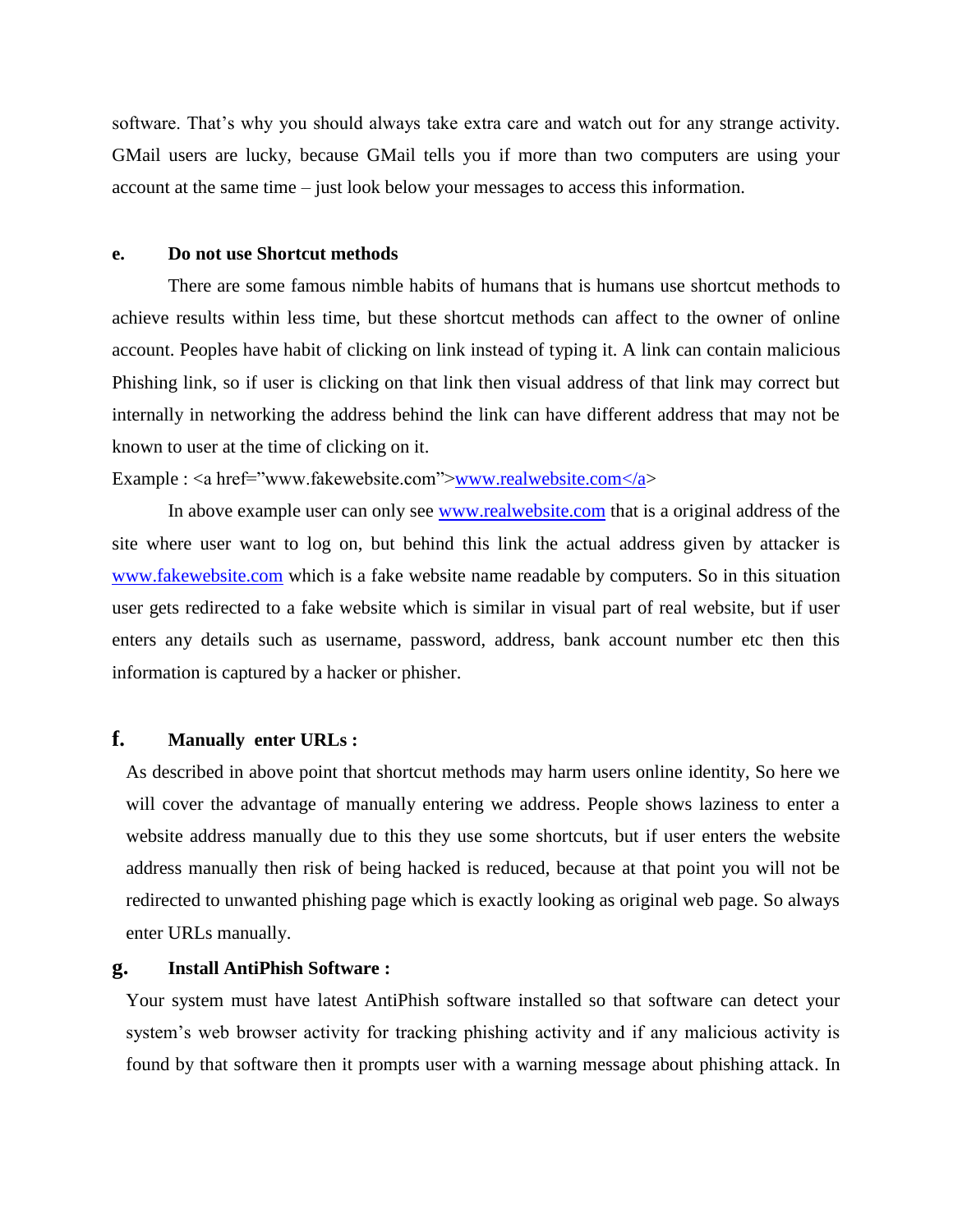software. That's why you should always take extra care and watch out for any strange activity. GMail users are lucky, because GMail tells you if more than two computers are using your account at the same time – just look below your messages to access this information.

**e. Do not use Shortcut methods**

There are some famous nimble habits of humans that is humans use shortcut methods to achieve results within less time, but these shortcut methods can affect to the owner of online account. Peoples have habit of clicking on link instead of typing it. A link can contain malicious Phishing link, so if user is clicking on that link then visual address of that link may correct but internally in networking the address behind the link can have different address that may not be known to user at the time of clicking on it.

Example : <a href="www.fakewebsite.com">www.realwebsite.com</a>

In above example user can only see www.realwebsite.com that is a original address of the site where user want to log on, but behind this link the actual address given by attacker is www.fakewebsite.com which is a fake website name readable by computers. So in this situation user gets redirected to a fake website which is similar in visual part of real website, but if user enters any details such as username, password, address, bank account number etc then this information is captured by a hacker or phisher.

**f. Manually enter URLs :**

As described in above point that shortcut methods may harm users online identity, So here we will cover the advantage of manually entering we address. People shows laziness to enter a website address manually due to this they use some shortcuts, but if user enters the website address manually then risk of being hacked is reduced, because at that point you will not be redirected to unwanted phishing page which is exactly looking as original web page. So always enter URLs manually.

**g. Install AntiPhish Software :**

Your system must have latest AntiPhish software installed so that software can detect your system's web browser activity for tracking phishing activity and if any malicious activity is found by that software then it prompts user with a warning message about phishing attack. In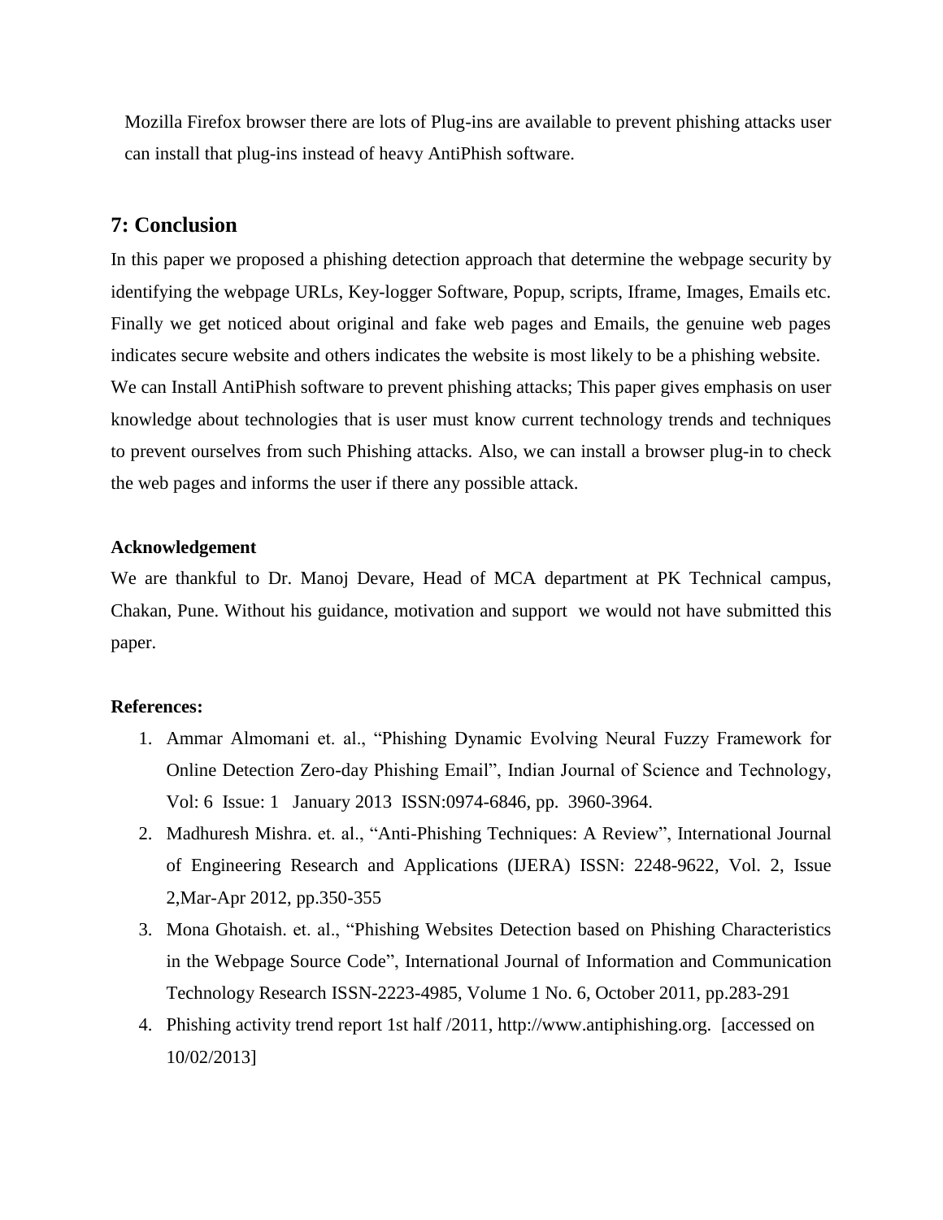Mozilla Firefox browser there are lots of Plug-ins are available to prevent phishing attacks user can install that plug-ins instead of heavy AntiPhish software.

## 7: Conclusion

In this paper we proposed a phishing detection approach that determine the webpage security by identifying the webpage URLs, Key-logger Software, Popup, scripts, Iframe, Images, Emails etc. Finally we get noticed about original and fake web pages and Emails, the genuine web pages indicates secure website and others indicates the website is most likely to be a phishing website. We can Install AntiPhish software to prevent phishing attacks; This paper gives emphasis on user knowledge about technologies that is user must know current technology trends and techniques to prevent ourselves from such Phishing attacks. Also, we can install a browser plug-in to check the web pages and informs the user if there any possible attack.

**Acknowledgement**

We are thankful to Dr. Manoj Devare, Head of MCA department at PK Technical campus, Chakan, Pune. Without his guidance, motivation and support we would not have submitted this paper.

**References:**

1. Ammar Almomani et. al., "Phishing Dynamic Evolving Neural Fuzzy Framework for Online Detection Zero-day Phishing Email", Indian Journal of Science and Technology, Vol: 6 Issue: 1 January 2013 ISSN:0974-6846, pp. 3960-3964.
2. Madhuresh Mishra. et. al., "Anti-Phishing Techniques: A Review", International Journal of Engineering Research and Applications (IJERA) ISSN: 2248-9622, Vol. 2, Issue 2,Mar-Apr 2012, pp.350-355
3. Mona Ghotaish. et. al., "Phishing Websites Detection based on Phishing Characteristics in the Webpage Source Code", International Journal of Information and Communication Technology Research ISSN-2223-4985, Volume 1 No. 6, October 2011, pp.283-291
4. Phishing activity trend report 1st half /2011, http://www.antiphishing.org. [accessed on 10/02/2013]